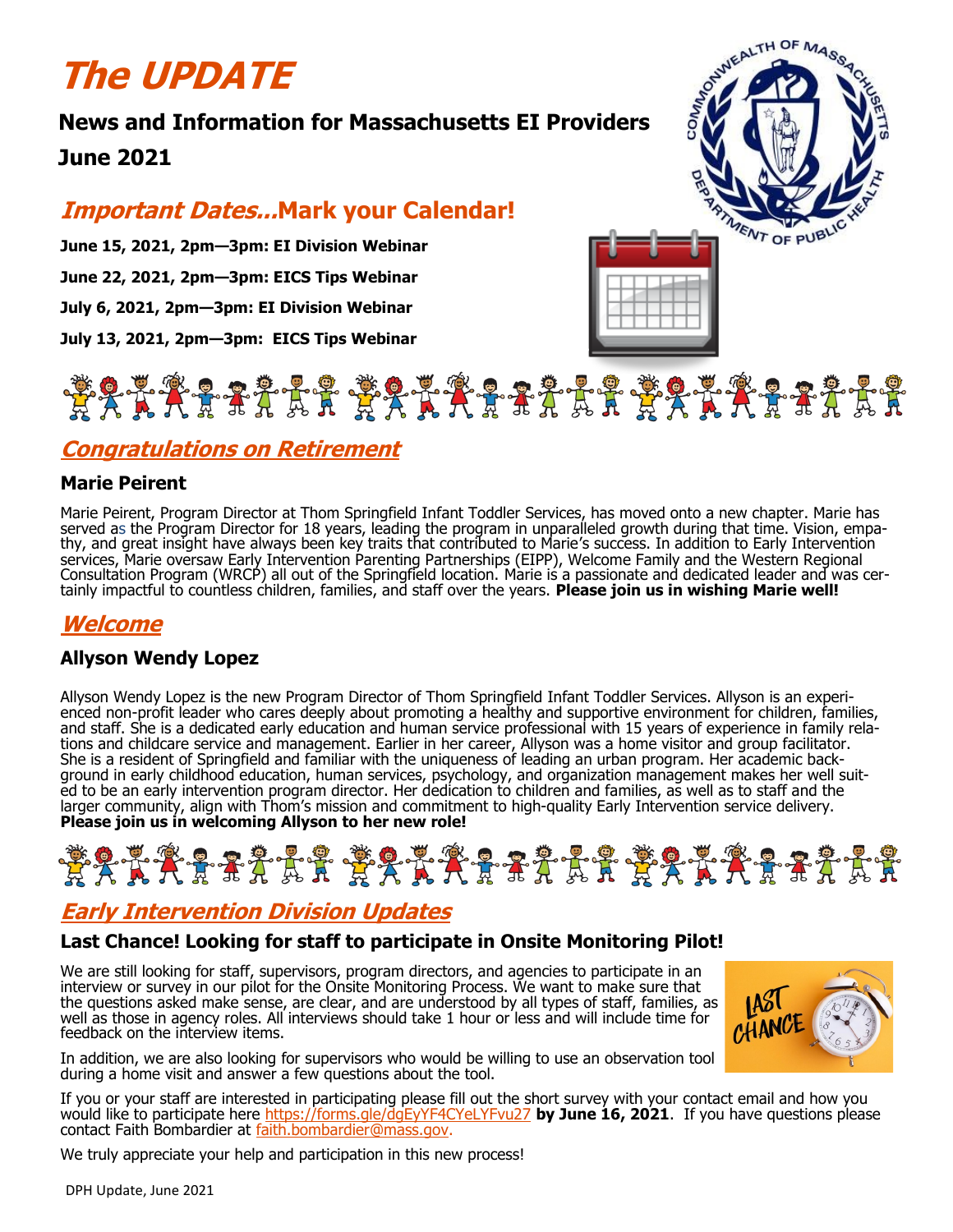# *The UPDATE*

**News and Information for Massachusetts EI Providers**

**June 2021**

## *Important Dates…*Mark your Calendar!

**June 15, 2021, 2pm—3pm: EI Division Webinar**

**June 22, 2021, 2pm—3pm: EICS Tips Webinar**

**July 6, 2021, 2pm—3pm: EI Division Webinar**

**July 13, 2021, 2pm—3pm: EICS Tips Webinar**

## *Congratulations on Retirement*

### Marie Peirent

Marie Peirent, Program Director at Thom Springfield Infant Toddler Services, has moved onto a new chapter. Marie has served as the Program Director for 18 years, leading the program in unparalleled growth during that time. Vision, empathy, and great insight have always been key traits that contributed to Marie's success. In addition to Early Intervention services, Marie oversaw Early Intervention Parenting Partnerships (EIPP), Welcome Family and the Western Regional Consultation Program (WRCP) all out of the Springfield location. Marie is a passionate and dedicated leader and was certainly impactful to countless children, families, and staff over the years. **Please join us in wishing Marie well!**

## *Welcome*

### Allyson Wendy Lopez

Allyson Wendy Lopez is the new Program Director of Thom Springfield Infant Toddler Services. Allyson is an experienced non-profit leader who cares deeply about promoting a healthy and supportive environment for children, families, and staff. She is a dedicated early education and human service professional with 15 years of experience in family relations and childcare service and management. Earlier in her career, Allyson was a home visitor and group facilitator. She is a resident of Springfield and familiar with the uniqueness of leading an urban program. Her academic background in early childhood education, human services, psychology, and organization management makes her well suited to be an early intervention program director. Her dedication to children and families, as well as to staff and the larger community, align with Thom's mission and commitment to high-quality Early Intervention service delivery. **Please join us in welcoming Allyson to her new role!**

## *Early Intervention Division Updates*

### Last Chance! Looking for staff to participate in Onsite Monitoring Pilot!

We are still looking for staff, supervisors, program directors, and agencies to participate in an interview or survey in our pilot for the Onsite Monitoring Process. We want to make sure that the questions asked make sense, are clear, and are understood by all types of staff, families, as well as those in agency roles. All interviews should take 1 hour or less and will include time for feedback on the interview items.

In addition, we are also looking for supervisors who would be willing to use an observation tool during a home visit and answer a few questions about the tool.

If you or your staff are interested in participating please fill out the short survey with your contact email and how you would like to participate here https://forms.gle/dgEyYF4CYeLYFvu27 **by June 16, 2021**. If you have questions please contact Faith Bombardier at faith.bombardier@mass.gov.

We truly appreciate your help and participation in this new process!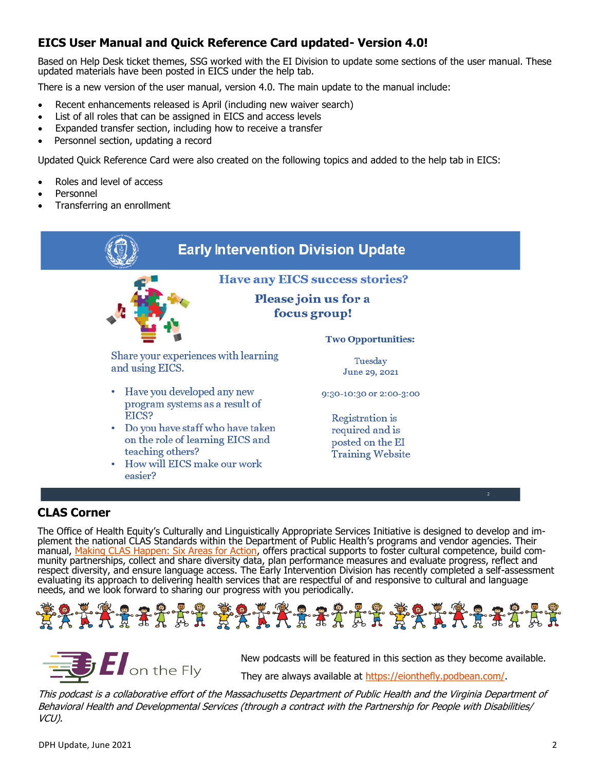## EICS User Manual and Quick Reference Card updated- Version 4.0!

Based on Help Desk ticket themes, SSG worked with the EI Division to update some sections of the user manual. These updated materials have been posted in EICS under the help tab.

There is a new version of the user manual, version 4.0. The main update to the manual include:

- Recent enhancements released is April (including new waiver search)
- List of all roles that can be assigned in EICS and access levels
- Expanded transfer section, including how to receive a transfer
- Personnel section, updating a record

Updated Quick Reference Card were also created on the following topics and added to the help tab in EICS:

- Roles and level of access
- Personnel
- Transferring an enrollment

### Early Intervention Division Update

**Have any EICS success stories?**

**Please join us for a focus group!**

Share your experiences with learning and using EICS.

- Have you developed any new program systems as a result of EICS?
- Do you have staff who have taken on the role of learning EICS and teaching others?
- How will EICS make our work easier?

**Two Opportunities:**

Tuesday
June 29, 2021

9:30-10:30 or 2:00-3:00

Registration is required and is posted on the EI Training Website

## CLAS Corner

The Office of Health Equity's Culturally and Linguistically Appropriate Services Initiative is designed to develop and implement the national CLAS Standards within the Department of Public Health's programs and vendor agencies. Their manual, Making CLAS Happen: Six Areas for Action, offers practical supports to foster cultural competence, build community partnerships, collect and share diversity data, plan performance measures and evaluate progress, reflect and respect diversity, and ensure language access. The Early Intervention Division has recently completed a self-assessment evaluating its approach to delivering health services that are respectful of and responsive to cultural and language needs, and we look forward to sharing our progress with you periodically.

**EI on the Fly**

New podcasts will be featured in this section as they become available.

They are always available at https://eionthefly.podbean.com/.

*This podcast is a collaborative effort of the Massachusetts Department of Public Health and the Virginia Department of Behavioral Health and Developmental Services (through a contract with the Partnership for People with Disabilities/ VCU).*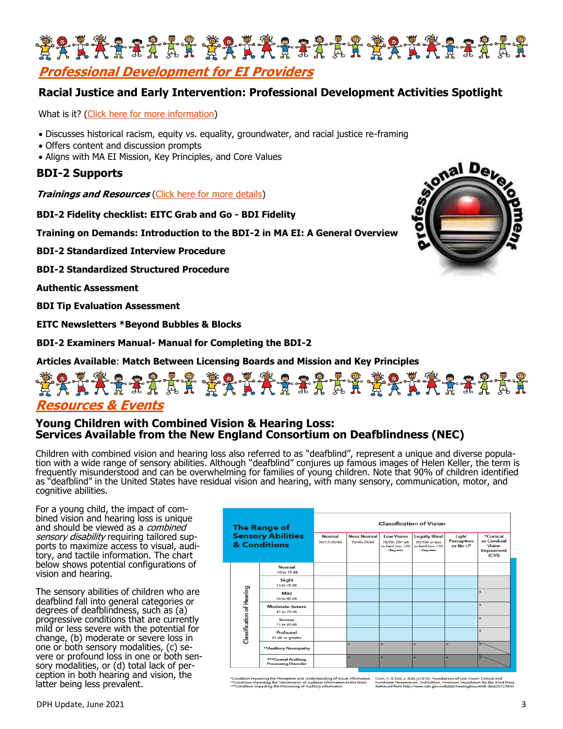## *Professional Development for EI Providers*

### Racial Justice and Early Intervention: Professional Development Activities Spotlight

What is it? (Click here for more information)

- Discusses historical racism, equity vs. equality, groundwater, and racial justice re-framing
- Offers content and discussion prompts
- Aligns with MA EI Mission, Key Principles, and Core Values

### BDI-2 Supports

***Trainings and Resources*** (Click here for more details)

**BDI-2 Fidelity checklist: EITC Grab and Go - BDI Fidelity**

**Training on Demands: Introduction to the BDI-2 in MA EI: A General Overview**

**BDI-2 Standardized Interview Procedure**

**BDI-2 Standardized Structured Procedure**

**Authentic Assessment**

**BDI Tip Evaluation Assessment**

**EITC Newsletters *Beyond Bubbles & Blocks**

**BDI-2 Examiners Manual- Manual for Completing the BDI-2**

**Articles Available**: **Match Between Licensing Boards and Mission and Key Principles**

## *Resources & Events*

### Young Children with Combined Vision & Hearing Loss: Services Available from the New England Consortium on Deafblindness (NEC)

Children with combined vision and hearing loss also referred to as "deafblind", represent a unique and diverse population with a wide range of sensory abilities. Although "deafblind" conjures up famous images of Helen Keller, the term is frequently misunderstood and can be overwhelming for families of young children. Note that 90% of children identified as "deafblind" in the United States have residual vision and hearing, with many sensory, communication, motor, and cognitive abilities.

For a young child, the impact of combined vision and hearing loss is unique and should be viewed as a *combined sensory disability* requiring tailored supports to maximize access to visual, auditory, and tactile information. The chart below shows potential configurations of vision and hearing.

The sensory abilities of children who are deafblind fall into general categories or degrees of deafblindness, such as (a) progressive conditions that are currently mild or less severe with the potential for change, (b) moderate or severe loss in one or both sensory modalities, (c) severe or profound loss in one or both sensory modalities, or (d) total lack of perception in both hearing and vision, the latter being less prevalent.

**The Range of Sensory Abilities & Conditions**

| Classification of Hearing | Normal 20/12–20/40 | Near Normal 20/40–20/60 | Low Vision 20/70–20/160 or field loss <20 degrees | Legally Blind 20/200 or less or field loss <20 degrees | Light Perception or No LP | *Cortical or Cerebral Vision Impairment (CVI) |
|---|---|---|---|---|---|---|
| Normal -10 to 15 dB | | | | | | |
| Slight 16 to 25 dB | | | | | | |
| Mild 26 to 40 dB | | | | | | * |
| Moderate-Severe 41 to 70 dB | | | | | | * |
| Severe 71 to 90 dB | | | | | | * |
| Profound 91 dB or greater | | | | | | * |
| **Auditory Neuropathy | | * | * | * | * | * |
| ***Central Auditory Processing Disorder | | * | * | * | * | * |

*Condition Impacting the Perception and Understanding of Visual Information
**Condition Impacting the Transmission of Auditory Information to the Brain
***Condition Impacting the Processing of Auditory Information

Corn, A. & Erin, J. (Eds.) (2010). Foundations of Low Vision: Clinical and Functional Perspectives. 2nd Edition. American Foundation for the Blind Press. Retrieved from http://www.cdc.gov/ncbddd/hearingloss/ehdi-data2012.html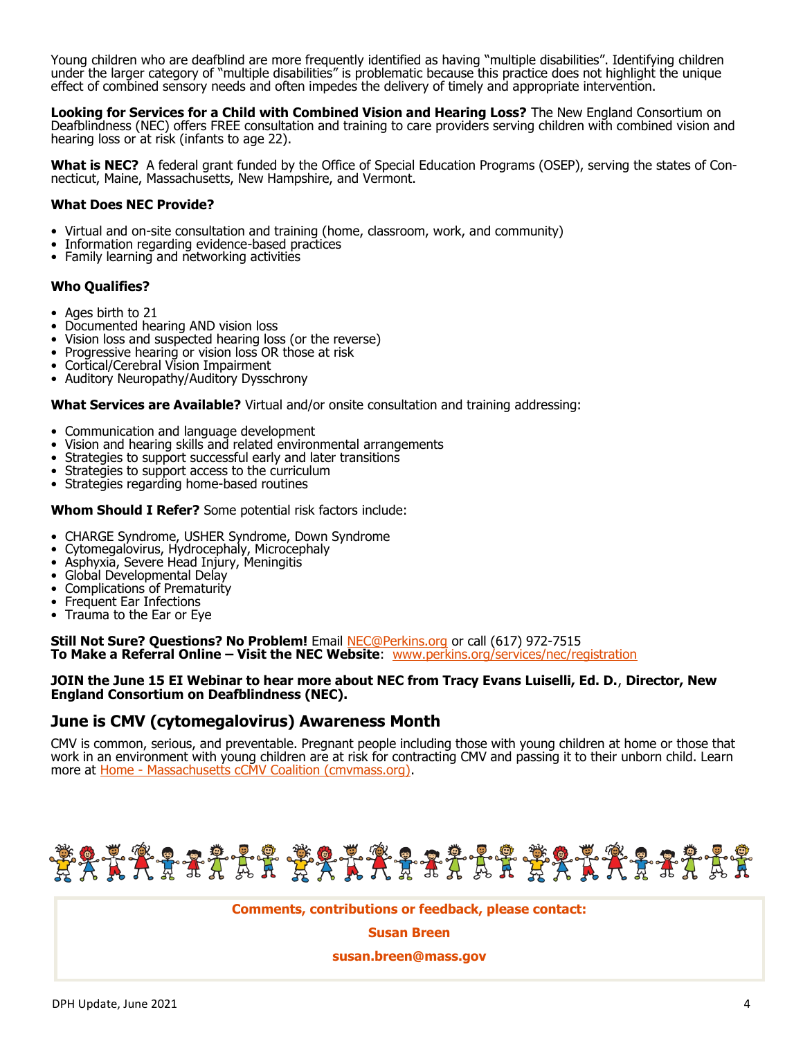Young children who are deafblind are more frequently identified as having "multiple disabilities". Identifying children under the larger category of "multiple disabilities" is problematic because this practice does not highlight the unique effect of combined sensory needs and often impedes the delivery of timely and appropriate intervention.

**Looking for Services for a Child with Combined Vision and Hearing Loss?** The New England Consortium on Deafblindness (NEC) offers FREE consultation and training to care providers serving children with combined vision and hearing loss or at risk (infants to age 22).

**What is NEC?** A federal grant funded by the Office of Special Education Programs (OSEP), serving the states of Connecticut, Maine, Massachusetts, New Hampshire, and Vermont.

**What Does NEC Provide?**

- Virtual and on-site consultation and training (home, classroom, work, and community)
- Information regarding evidence-based practices
- Family learning and networking activities

**Who Qualifies?**

- Ages birth to 21
- Documented hearing AND vision loss
- Vision loss and suspected hearing loss (or the reverse)
- Progressive hearing or vision loss OR those at risk
- Cortical/Cerebral Vision Impairment
- Auditory Neuropathy/Auditory Dysschrony

**What Services are Available?** Virtual and/or onsite consultation and training addressing:

- Communication and language development
- Vision and hearing skills and related environmental arrangements
- Strategies to support successful early and later transitions
- Strategies to support access to the curriculum
- Strategies regarding home-based routines

**Whom Should I Refer?** Some potential risk factors include:

- CHARGE Syndrome, USHER Syndrome, Down Syndrome
- Cytomegalovirus, Hydrocephaly, Microcephaly
- Asphyxia, Severe Head Injury, Meningitis
- Global Developmental Delay
- Complications of Prematurity
- Frequent Ear Infections
- Trauma to the Ear or Eye

**Still Not Sure? Questions? No Problem!** Email NEC@Perkins.org or call (617) 972-7515
**To Make a Referral Online – Visit the NEC Website**: www.perkins.org/services/nec/registration

**JOIN the June 15 EI Webinar to hear more about NEC from Tracy Evans Luiselli, Ed. D., Director, New England Consortium on Deafblindness (NEC).**

## June is CMV (cytomegalovirus) Awareness Month

CMV is common, serious, and preventable. Pregnant people including those with young children at home or those that work in an environment with young children are at risk for contracting CMV and passing it to their unborn child. Learn more at Home - Massachusetts cCMV Coalition (cmvmass.org).

**Comments, contributions or feedback, please contact:**

**Susan Breen**

**susan.breen@mass.gov**